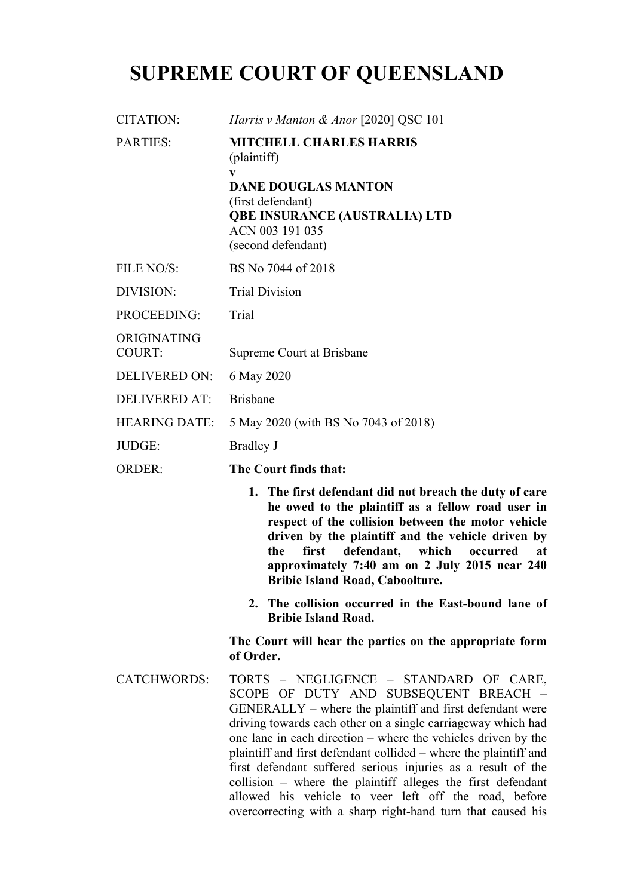# SUPREME COURT OF QUEENSLAND

| | |
|---|---|
| CITATION: | *Harris v Manton & Anor* [2020] QSC 101 |
| PARTIES: | **MITCHELL CHARLES HARRIS**<br>(plaintiff)<br>**v**<br>**DANE DOUGLAS MANTON**<br>(first defendant)<br>**QBE INSURANCE (AUSTRALIA) LTD**<br>ACN 003 191 035<br>(second defendant) |
| FILE NO/S: | BS No 7044 of 2018 |
| DIVISION: | Trial Division |
| PROCEEDING: | Trial |
| ORIGINATING COURT: | Supreme Court at Brisbane |
| DELIVERED ON: | 6 May 2020 |
| DELIVERED AT: | Brisbane |
| HEARING DATE: | 5 May 2020 (with BS No 7043 of 2018) |
| JUDGE: | Bradley J |
| ORDER: | **The Court finds that:**<br>**1. The first defendant did not breach the duty of care he owed to the plaintiff as a fellow road user in respect of the collision between the motor vehicle driven by the plaintiff and the vehicle driven by the first defendant, which occurred at approximately 7:40 am on 2 July 2015 near 240 Bribie Island Road, Caboolture.**<br>**2. The collision occurred in the East-bound lane of Bribie Island Road.**<br>**The Court will hear the parties on the appropriate form of Order.** |
| CATCHWORDS: | TORTS – NEGLIGENCE – STANDARD OF CARE, SCOPE OF DUTY AND SUBSEQUENT BREACH – GENERALLY – where the plaintiff and first defendant were driving towards each other on a single carriageway which had one lane in each direction – where the vehicles driven by the plaintiff and first defendant collided – where the plaintiff and first defendant suffered serious injuries as a result of the collision – where the plaintiff alleges the first defendant allowed his vehicle to veer left off the road, before overcorrecting with a sharp right-hand turn that caused his |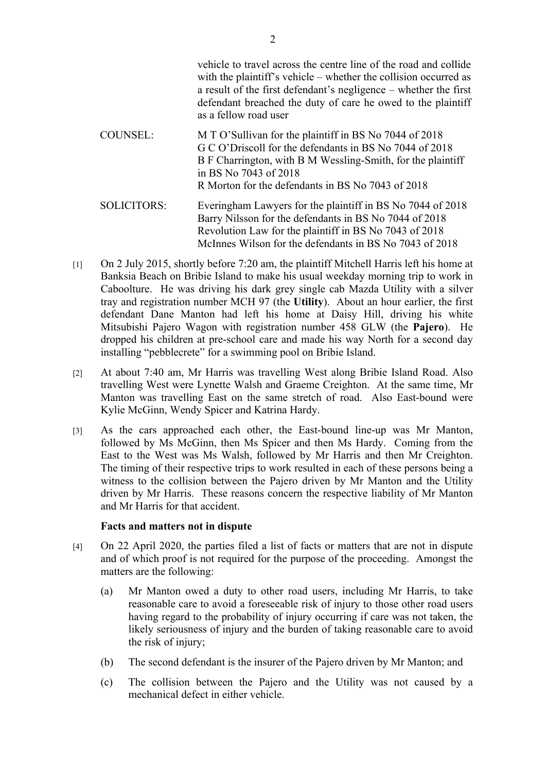vehicle to travel across the centre line of the road and collide with the plaintiff's vehicle – whether the collision occurred as a result of the first defendant's negligence – whether the first defendant breached the duty of care he owed to the plaintiff as a fellow road user

COUNSEL: M T O'Sullivan for the plaintiff in BS No 7044 of 2018
G C O'Driscoll for the defendants in BS No 7044 of 2018
B F Charrington, with B M Wessling-Smith, for the plaintiff in BS No 7043 of 2018
R Morton for the defendants in BS No 7043 of 2018

SOLICITORS: Everingham Lawyers for the plaintiff in BS No 7044 of 2018
Barry Nilsson for the defendants in BS No 7044 of 2018
Revolution Law for the plaintiff in BS No 7043 of 2018
McInnes Wilson for the defendants in BS No 7043 of 2018

[1] On 2 July 2015, shortly before 7:20 am, the plaintiff Mitchell Harris left his home at Banksia Beach on Bribie Island to make his usual weekday morning trip to work in Caboolture. He was driving his dark grey single cab Mazda Utility with a silver tray and registration number MCH 97 (the **Utility**). About an hour earlier, the first defendant Dane Manton had left his home at Daisy Hill, driving his white Mitsubishi Pajero Wagon with registration number 458 GLW (the **Pajero**). He dropped his children at pre-school care and made his way North for a second day installing "pebblecrete" for a swimming pool on Bribie Island.

[2] At about 7:40 am, Mr Harris was travelling West along Bribie Island Road. Also travelling West were Lynette Walsh and Graeme Creighton. At the same time, Mr Manton was travelling East on the same stretch of road. Also East-bound were Kylie McGinn, Wendy Spicer and Katrina Hardy.

[3] As the cars approached each other, the East-bound line-up was Mr Manton, followed by Ms McGinn, then Ms Spicer and then Ms Hardy. Coming from the East to the West was Ms Walsh, followed by Mr Harris and then Mr Creighton. The timing of their respective trips to work resulted in each of these persons being a witness to the collision between the Pajero driven by Mr Manton and the Utility driven by Mr Harris. These reasons concern the respective liability of Mr Manton and Mr Harris for that accident.

**Facts and matters not in dispute**

[4] On 22 April 2020, the parties filed a list of facts or matters that are not in dispute and of which proof is not required for the purpose of the proceeding. Amongst the matters are the following:

(a) Mr Manton owed a duty to other road users, including Mr Harris, to take reasonable care to avoid a foreseeable risk of injury to those other road users having regard to the probability of injury occurring if care was not taken, the likely seriousness of injury and the burden of taking reasonable care to avoid the risk of injury;

(b) The second defendant is the insurer of the Pajero driven by Mr Manton; and

(c) The collision between the Pajero and the Utility was not caused by a mechanical defect in either vehicle.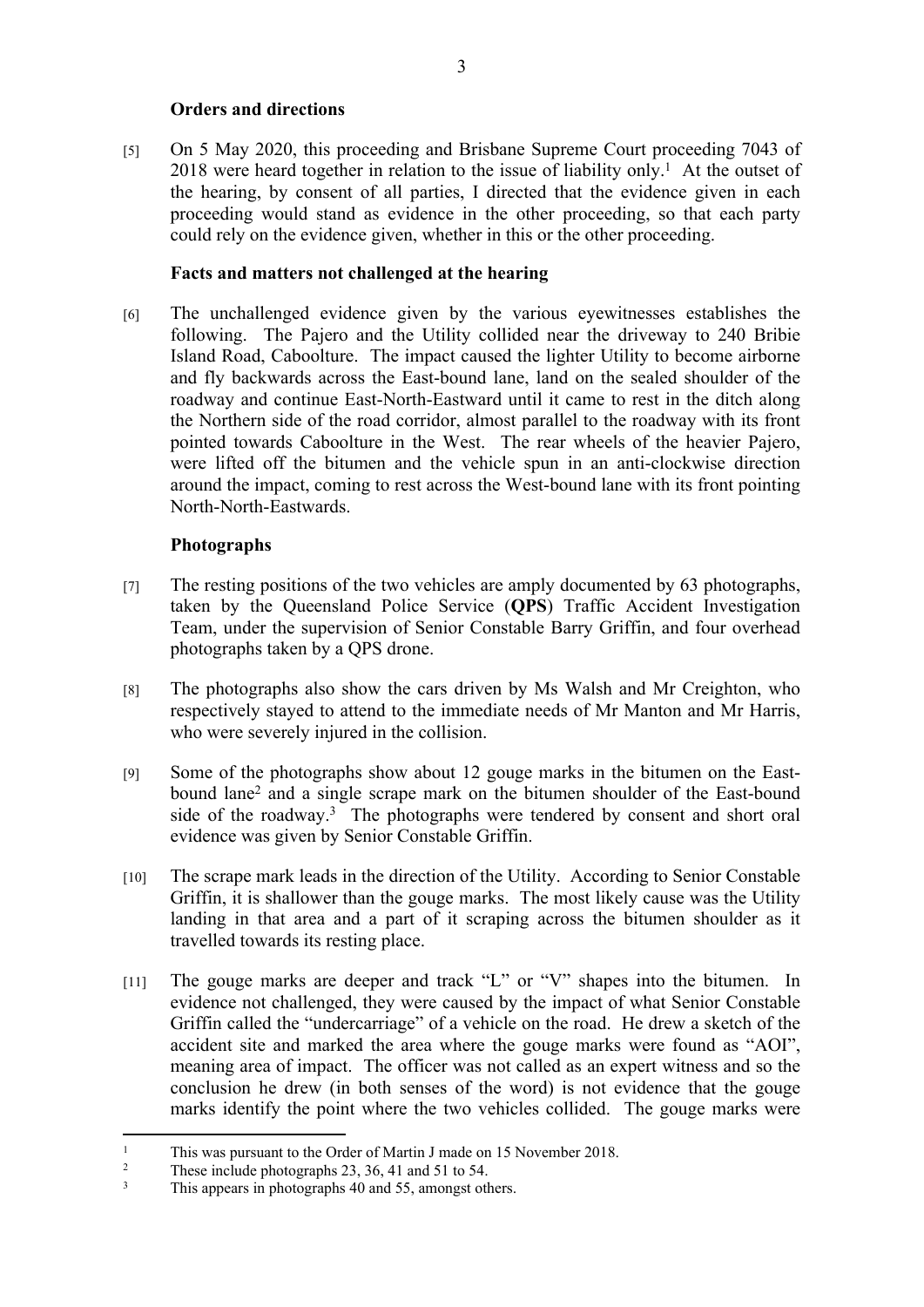### Orders and directions

[5] On 5 May 2020, this proceeding and Brisbane Supreme Court proceeding 7043 of 2018 were heard together in relation to the issue of liability only.[1] At the outset of the hearing, by consent of all parties, I directed that the evidence given in each proceeding would stand as evidence in the other proceeding, so that each party could rely on the evidence given, whether in this or the other proceeding.

### Facts and matters not challenged at the hearing

[6] The unchallenged evidence given by the various eyewitnesses establishes the following. The Pajero and the Utility collided near the driveway to 240 Bribie Island Road, Caboolture. The impact caused the lighter Utility to become airborne and fly backwards across the East-bound lane, land on the sealed shoulder of the roadway and continue East-North-Eastward until it came to rest in the ditch along the Northern side of the road corridor, almost parallel to the roadway with its front pointed towards Caboolture in the West. The rear wheels of the heavier Pajero, were lifted off the bitumen and the vehicle spun in an anti-clockwise direction around the impact, coming to rest across the West-bound lane with its front pointing North-North-Eastwards.

### Photographs

[7] The resting positions of the two vehicles are amply documented by 63 photographs, taken by the Queensland Police Service (**QPS**) Traffic Accident Investigation Team, under the supervision of Senior Constable Barry Griffin, and four overhead photographs taken by a QPS drone.

[8] The photographs also show the cars driven by Ms Walsh and Mr Creighton, who respectively stayed to attend to the immediate needs of Mr Manton and Mr Harris, who were severely injured in the collision.

[9] Some of the photographs show about 12 gouge marks in the bitumen on the East-bound lane[2] and a single scrape mark on the bitumen shoulder of the East-bound side of the roadway.[3] The photographs were tendered by consent and short oral evidence was given by Senior Constable Griffin.

[10] The scrape mark leads in the direction of the Utility. According to Senior Constable Griffin, it is shallower than the gouge marks. The most likely cause was the Utility landing in that area and a part of it scraping across the bitumen shoulder as it travelled towards its resting place.

[11] The gouge marks are deeper and track "L" or "V" shapes into the bitumen. In evidence not challenged, they were caused by the impact of what Senior Constable Griffin called the "undercarriage" of a vehicle on the road. He drew a sketch of the accident site and marked the area where the gouge marks were found as "AOI", meaning area of impact. The officer was not called as an expert witness and so the conclusion he drew (in both senses of the word) is not evidence that the gouge marks identify the point where the two vehicles collided. The gouge marks were

---

[1] This was pursuant to the Order of Martin J made on 15 November 2018.

[2] These include photographs 23, 36, 41 and 51 to 54.

[3] This appears in photographs 40 and 55, amongst others.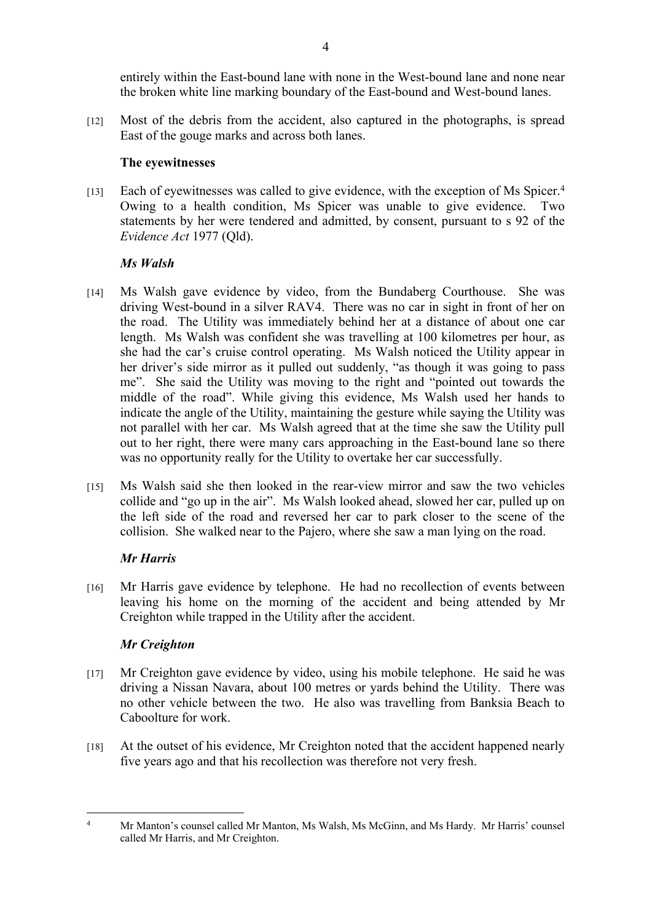entirely within the East-bound lane with none in the West-bound lane and none near the broken white line marking boundary of the East-bound and West-bound lanes.

[12] Most of the debris from the accident, also captured in the photographs, is spread East of the gouge marks and across both lanes.

### The eyewitnesses

[13] Each of eyewitnesses was called to give evidence, with the exception of Ms Spicer.[4] Owing to a health condition, Ms Spicer was unable to give evidence. Two statements by her were tendered and admitted, by consent, pursuant to s 92 of the *Evidence Act* 1977 (Qld).

#### *Ms Walsh*

[14] Ms Walsh gave evidence by video, from the Bundaberg Courthouse. She was driving West-bound in a silver RAV4. There was no car in sight in front of her on the road. The Utility was immediately behind her at a distance of about one car length. Ms Walsh was confident she was travelling at 100 kilometres per hour, as she had the car's cruise control operating. Ms Walsh noticed the Utility appear in her driver's side mirror as it pulled out suddenly, "as though it was going to pass me". She said the Utility was moving to the right and "pointed out towards the middle of the road". While giving this evidence, Ms Walsh used her hands to indicate the angle of the Utility, maintaining the gesture while saying the Utility was not parallel with her car. Ms Walsh agreed that at the time she saw the Utility pull out to her right, there were many cars approaching in the East-bound lane so there was no opportunity really for the Utility to overtake her car successfully.

[15] Ms Walsh said she then looked in the rear-view mirror and saw the two vehicles collide and "go up in the air". Ms Walsh looked ahead, slowed her car, pulled up on the left side of the road and reversed her car to park closer to the scene of the collision. She walked near to the Pajero, where she saw a man lying on the road.

#### *Mr Harris*

[16] Mr Harris gave evidence by telephone. He had no recollection of events between leaving his home on the morning of the accident and being attended by Mr Creighton while trapped in the Utility after the accident.

#### *Mr Creighton*

[17] Mr Creighton gave evidence by video, using his mobile telephone. He said he was driving a Nissan Navara, about 100 metres or yards behind the Utility. There was no other vehicle between the two. He also was travelling from Banksia Beach to Caboolture for work.

[18] At the outset of his evidence, Mr Creighton noted that the accident happened nearly five years ago and that his recollection was therefore not very fresh.

---

[4] Mr Manton's counsel called Mr Manton, Ms Walsh, Ms McGinn, and Ms Hardy. Mr Harris' counsel called Mr Harris, and Mr Creighton.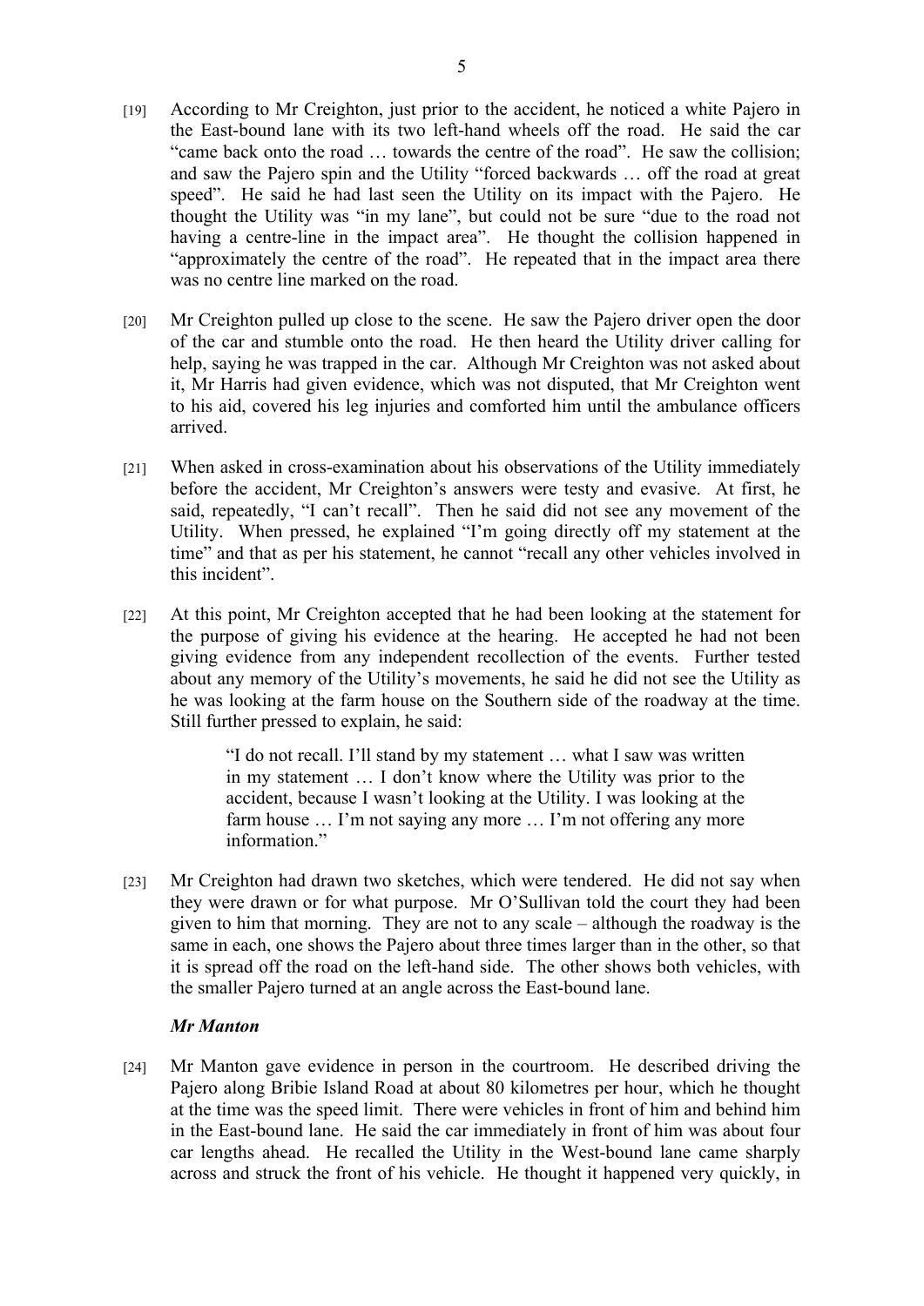[19] According to Mr Creighton, just prior to the accident, he noticed a white Pajero in the East-bound lane with its two left-hand wheels off the road. He said the car "came back onto the road … towards the centre of the road". He saw the collision; and saw the Pajero spin and the Utility "forced backwards … off the road at great speed". He said he had last seen the Utility on its impact with the Pajero. He thought the Utility was "in my lane", but could not be sure "due to the road not having a centre-line in the impact area". He thought the collision happened in "approximately the centre of the road". He repeated that in the impact area there was no centre line marked on the road.

[20] Mr Creighton pulled up close to the scene. He saw the Pajero driver open the door of the car and stumble onto the road. He then heard the Utility driver calling for help, saying he was trapped in the car. Although Mr Creighton was not asked about it, Mr Harris had given evidence, which was not disputed, that Mr Creighton went to his aid, covered his leg injuries and comforted him until the ambulance officers arrived.

[21] When asked in cross-examination about his observations of the Utility immediately before the accident, Mr Creighton's answers were testy and evasive. At first, he said, repeatedly, "I can't recall". Then he said did not see any movement of the Utility. When pressed, he explained "I'm going directly off my statement at the time" and that as per his statement, he cannot "recall any other vehicles involved in this incident".

[22] At this point, Mr Creighton accepted that he had been looking at the statement for the purpose of giving his evidence at the hearing. He accepted he had not been giving evidence from any independent recollection of the events. Further tested about any memory of the Utility's movements, he said he did not see the Utility as he was looking at the farm house on the Southern side of the roadway at the time. Still further pressed to explain, he said:

> "I do not recall. I'll stand by my statement … what I saw was written in my statement … I don't know where the Utility was prior to the accident, because I wasn't looking at the Utility. I was looking at the farm house … I'm not saying any more … I'm not offering any more information."

[23] Mr Creighton had drawn two sketches, which were tendered. He did not say when they were drawn or for what purpose. Mr O'Sullivan told the court they had been given to him that morning. They are not to any scale – although the roadway is the same in each, one shows the Pajero about three times larger than in the other, so that it is spread off the road on the left-hand side. The other shows both vehicles, with the smaller Pajero turned at an angle across the East-bound lane.

### *Mr Manton*

[24] Mr Manton gave evidence in person in the courtroom. He described driving the Pajero along Bribie Island Road at about 80 kilometres per hour, which he thought at the time was the speed limit. There were vehicles in front of him and behind him in the East-bound lane. He said the car immediately in front of him was about four car lengths ahead. He recalled the Utility in the West-bound lane came sharply across and struck the front of his vehicle. He thought it happened very quickly, in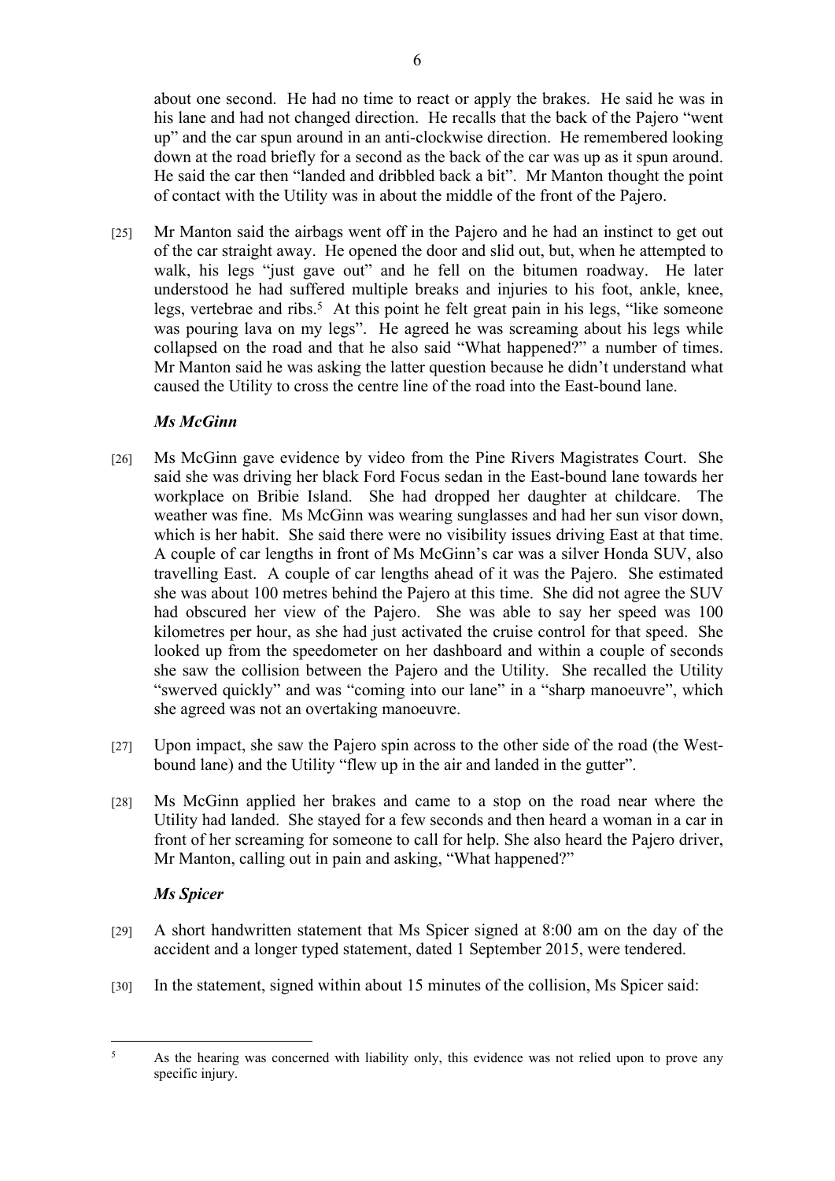about one second. He had no time to react or apply the brakes. He said he was in his lane and had not changed direction. He recalls that the back of the Pajero "went up" and the car spun around in an anti-clockwise direction. He remembered looking down at the road briefly for a second as the back of the car was up as it spun around. He said the car then "landed and dribbled back a bit". Mr Manton thought the point of contact with the Utility was in about the middle of the front of the Pajero.

[25] Mr Manton said the airbags went off in the Pajero and he had an instinct to get out of the car straight away. He opened the door and slid out, but, when he attempted to walk, his legs "just gave out" and he fell on the bitumen roadway. He later understood he had suffered multiple breaks and injuries to his foot, ankle, knee, legs, vertebrae and ribs.[5] At this point he felt great pain in his legs, "like someone was pouring lava on my legs". He agreed he was screaming about his legs while collapsed on the road and that he also said "What happened?" a number of times. Mr Manton said he was asking the latter question because he didn't understand what caused the Utility to cross the centre line of the road into the East-bound lane.

### *Ms McGinn*

[26] Ms McGinn gave evidence by video from the Pine Rivers Magistrates Court. She said she was driving her black Ford Focus sedan in the East-bound lane towards her workplace on Bribie Island. She had dropped her daughter at childcare. The weather was fine. Ms McGinn was wearing sunglasses and had her sun visor down, which is her habit. She said there were no visibility issues driving East at that time. A couple of car lengths in front of Ms McGinn's car was a silver Honda SUV, also travelling East. A couple of car lengths ahead of it was the Pajero. She estimated she was about 100 metres behind the Pajero at this time. She did not agree the SUV had obscured her view of the Pajero. She was able to say her speed was 100 kilometres per hour, as she had just activated the cruise control for that speed. She looked up from the speedometer on her dashboard and within a couple of seconds she saw the collision between the Pajero and the Utility. She recalled the Utility "swerved quickly" and was "coming into our lane" in a "sharp manoeuvre", which she agreed was not an overtaking manoeuvre.

[27] Upon impact, she saw the Pajero spin across to the other side of the road (the West-bound lane) and the Utility "flew up in the air and landed in the gutter".

[28] Ms McGinn applied her brakes and came to a stop on the road near where the Utility had landed. She stayed for a few seconds and then heard a woman in a car in front of her screaming for someone to call for help. She also heard the Pajero driver, Mr Manton, calling out in pain and asking, "What happened?"

### *Ms Spicer*

[29] A short handwritten statement that Ms Spicer signed at 8:00 am on the day of the accident and a longer typed statement, dated 1 September 2015, were tendered.

[30] In the statement, signed within about 15 minutes of the collision, Ms Spicer said:

---

[5] As the hearing was concerned with liability only, this evidence was not relied upon to prove any specific injury.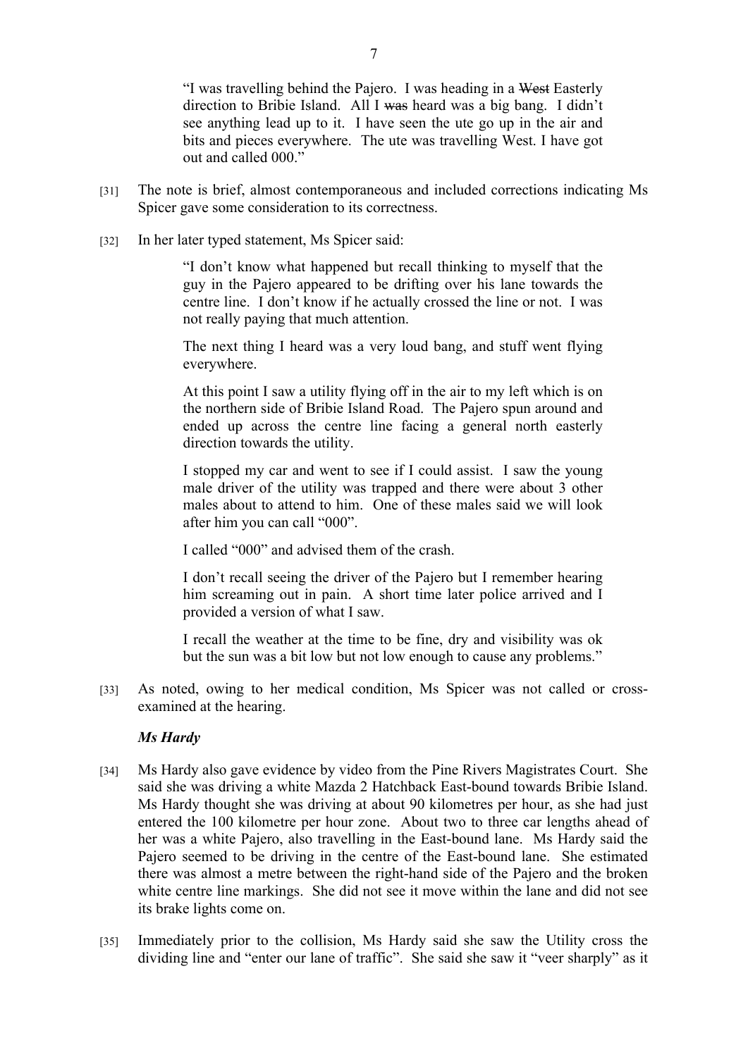> "I was travelling behind the Pajero. I was heading in a ~~West~~ Easterly direction to Bribie Island. All I ~~was~~ heard was a big bang. I didn't see anything lead up to it. I have seen the ute go up in the air and bits and pieces everywhere. The ute was travelling West. I have got out and called 000."

[31] The note is brief, almost contemporaneous and included corrections indicating Ms Spicer gave some consideration to its correctness.

[32] In her later typed statement, Ms Spicer said:

> "I don't know what happened but recall thinking to myself that the guy in the Pajero appeared to be drifting over his lane towards the centre line. I don't know if he actually crossed the line or not. I was not really paying that much attention.
>
> The next thing I heard was a very loud bang, and stuff went flying everywhere.
>
> At this point I saw a utility flying off in the air to my left which is on the northern side of Bribie Island Road. The Pajero spun around and ended up across the centre line facing a general north easterly direction towards the utility.
>
> I stopped my car and went to see if I could assist. I saw the young male driver of the utility was trapped and there were about 3 other males about to attend to him. One of these males said we will look after him you can call "000".
>
> I called "000" and advised them of the crash.
>
> I don't recall seeing the driver of the Pajero but I remember hearing him screaming out in pain. A short time later police arrived and I provided a version of what I saw.
>
> I recall the weather at the time to be fine, dry and visibility was ok but the sun was a bit low but not low enough to cause any problems."

[33] As noted, owing to her medical condition, Ms Spicer was not called or cross-examined at the hearing.

***Ms Hardy***

[34] Ms Hardy also gave evidence by video from the Pine Rivers Magistrates Court. She said she was driving a white Mazda 2 Hatchback East-bound towards Bribie Island. Ms Hardy thought she was driving at about 90 kilometres per hour, as she had just entered the 100 kilometre per hour zone. About two to three car lengths ahead of her was a white Pajero, also travelling in the East-bound lane. Ms Hardy said the Pajero seemed to be driving in the centre of the East-bound lane. She estimated there was almost a metre between the right-hand side of the Pajero and the broken white centre line markings. She did not see it move within the lane and did not see its brake lights come on.

[35] Immediately prior to the collision, Ms Hardy said she saw the Utility cross the dividing line and "enter our lane of traffic". She said she saw it "veer sharply" as it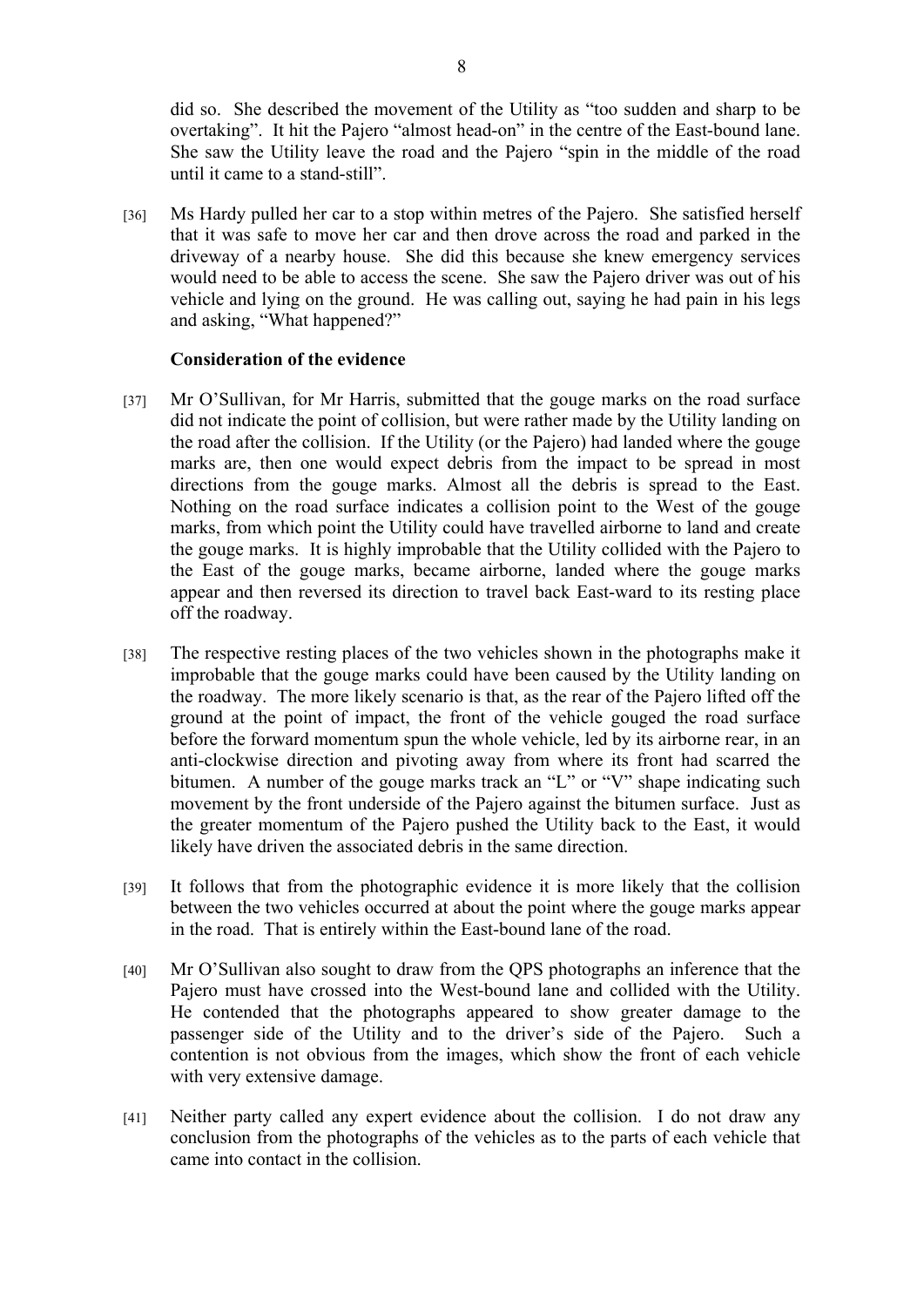did so. She described the movement of the Utility as "too sudden and sharp to be overtaking". It hit the Pajero "almost head-on" in the centre of the East-bound lane. She saw the Utility leave the road and the Pajero "spin in the middle of the road until it came to a stand-still".

[36] Ms Hardy pulled her car to a stop within metres of the Pajero. She satisfied herself that it was safe to move her car and then drove across the road and parked in the driveway of a nearby house. She did this because she knew emergency services would need to be able to access the scene. She saw the Pajero driver was out of his vehicle and lying on the ground. He was calling out, saying he had pain in his legs and asking, "What happened?"

**Consideration of the evidence**

[37] Mr O'Sullivan, for Mr Harris, submitted that the gouge marks on the road surface did not indicate the point of collision, but were rather made by the Utility landing on the road after the collision. If the Utility (or the Pajero) had landed where the gouge marks are, then one would expect debris from the impact to be spread in most directions from the gouge marks. Almost all the debris is spread to the East. Nothing on the road surface indicates a collision point to the West of the gouge marks, from which point the Utility could have travelled airborne to land and create the gouge marks. It is highly improbable that the Utility collided with the Pajero to the East of the gouge marks, became airborne, landed where the gouge marks appear and then reversed its direction to travel back East-ward to its resting place off the roadway.

[38] The respective resting places of the two vehicles shown in the photographs make it improbable that the gouge marks could have been caused by the Utility landing on the roadway. The more likely scenario is that, as the rear of the Pajero lifted off the ground at the point of impact, the front of the vehicle gouged the road surface before the forward momentum spun the whole vehicle, led by its airborne rear, in an anti-clockwise direction and pivoting away from where its front had scarred the bitumen. A number of the gouge marks track an "L" or "V" shape indicating such movement by the front underside of the Pajero against the bitumen surface. Just as the greater momentum of the Pajero pushed the Utility back to the East, it would likely have driven the associated debris in the same direction.

[39] It follows that from the photographic evidence it is more likely that the collision between the two vehicles occurred at about the point where the gouge marks appear in the road. That is entirely within the East-bound lane of the road.

[40] Mr O'Sullivan also sought to draw from the QPS photographs an inference that the Pajero must have crossed into the West-bound lane and collided with the Utility. He contended that the photographs appeared to show greater damage to the passenger side of the Utility and to the driver's side of the Pajero. Such a contention is not obvious from the images, which show the front of each vehicle with very extensive damage.

[41] Neither party called any expert evidence about the collision. I do not draw any conclusion from the photographs of the vehicles as to the parts of each vehicle that came into contact in the collision.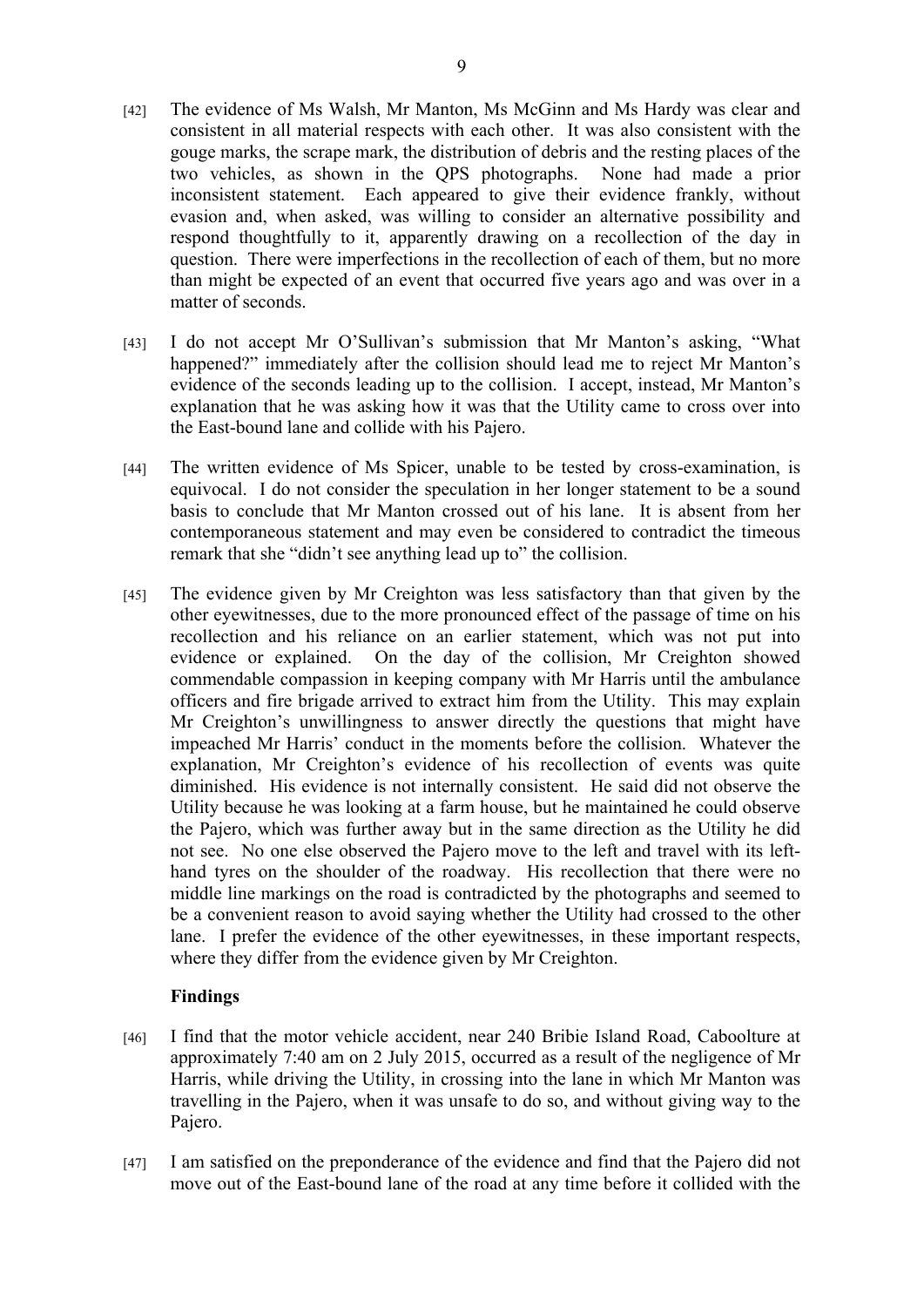[42] The evidence of Ms Walsh, Mr Manton, Ms McGinn and Ms Hardy was clear and consistent in all material respects with each other. It was also consistent with the gouge marks, the scrape mark, the distribution of debris and the resting places of the two vehicles, as shown in the QPS photographs. None had made a prior inconsistent statement. Each appeared to give their evidence frankly, without evasion and, when asked, was willing to consider an alternative possibility and respond thoughtfully to it, apparently drawing on a recollection of the day in question. There were imperfections in the recollection of each of them, but no more than might be expected of an event that occurred five years ago and was over in a matter of seconds.

[43] I do not accept Mr O'Sullivan's submission that Mr Manton's asking, "What happened?" immediately after the collision should lead me to reject Mr Manton's evidence of the seconds leading up to the collision. I accept, instead, Mr Manton's explanation that he was asking how it was that the Utility came to cross over into the East-bound lane and collide with his Pajero.

[44] The written evidence of Ms Spicer, unable to be tested by cross-examination, is equivocal. I do not consider the speculation in her longer statement to be a sound basis to conclude that Mr Manton crossed out of his lane. It is absent from her contemporaneous statement and may even be considered to contradict the timeous remark that she "didn't see anything lead up to" the collision.

[45] The evidence given by Mr Creighton was less satisfactory than that given by the other eyewitnesses, due to the more pronounced effect of the passage of time on his recollection and his reliance on an earlier statement, which was not put into evidence or explained. On the day of the collision, Mr Creighton showed commendable compassion in keeping company with Mr Harris until the ambulance officers and fire brigade arrived to extract him from the Utility. This may explain Mr Creighton's unwillingness to answer directly the questions that might have impeached Mr Harris' conduct in the moments before the collision. Whatever the explanation, Mr Creighton's evidence of his recollection of events was quite diminished. His evidence is not internally consistent. He said did not observe the Utility because he was looking at a farm house, but he maintained he could observe the Pajero, which was further away but in the same direction as the Utility he did not see. No one else observed the Pajero move to the left and travel with its left-hand tyres on the shoulder of the roadway. His recollection that there were no middle line markings on the road is contradicted by the photographs and seemed to be a convenient reason to avoid saying whether the Utility had crossed to the other lane. I prefer the evidence of the other eyewitnesses, in these important respects, where they differ from the evidence given by Mr Creighton.

## Findings

[46] I find that the motor vehicle accident, near 240 Bribie Island Road, Caboolture at approximately 7:40 am on 2 July 2015, occurred as a result of the negligence of Mr Harris, while driving the Utility, in crossing into the lane in which Mr Manton was travelling in the Pajero, when it was unsafe to do so, and without giving way to the Pajero.

[47] I am satisfied on the preponderance of the evidence and find that the Pajero did not move out of the East-bound lane of the road at any time before it collided with the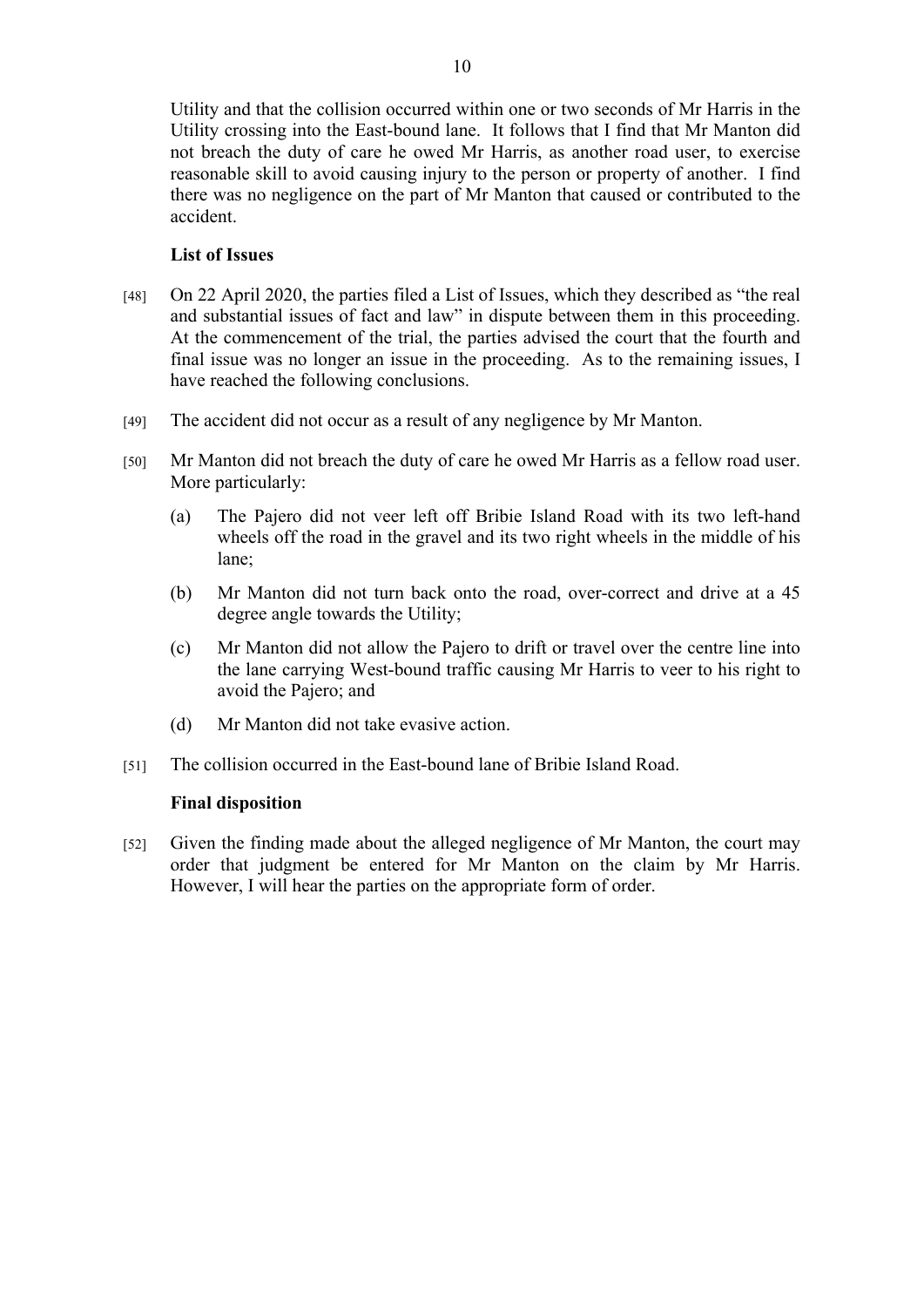Utility and that the collision occurred within one or two seconds of Mr Harris in the Utility crossing into the East-bound lane. It follows that I find that Mr Manton did not breach the duty of care he owed Mr Harris, as another road user, to exercise reasonable skill to avoid causing injury to the person or property of another. I find there was no negligence on the part of Mr Manton that caused or contributed to the accident.

**List of Issues**

[48] On 22 April 2020, the parties filed a List of Issues, which they described as "the real and substantial issues of fact and law" in dispute between them in this proceeding. At the commencement of the trial, the parties advised the court that the fourth and final issue was no longer an issue in the proceeding. As to the remaining issues, I have reached the following conclusions.

[49] The accident did not occur as a result of any negligence by Mr Manton.

[50] Mr Manton did not breach the duty of care he owed Mr Harris as a fellow road user. More particularly:

(a) The Pajero did not veer left off Bribie Island Road with its two left-hand wheels off the road in the gravel and its two right wheels in the middle of his lane;

(b) Mr Manton did not turn back onto the road, over-correct and drive at a 45 degree angle towards the Utility;

(c) Mr Manton did not allow the Pajero to drift or travel over the centre line into the lane carrying West-bound traffic causing Mr Harris to veer to his right to avoid the Pajero; and

(d) Mr Manton did not take evasive action.

[51] The collision occurred in the East-bound lane of Bribie Island Road.

**Final disposition**

[52] Given the finding made about the alleged negligence of Mr Manton, the court may order that judgment be entered for Mr Manton on the claim by Mr Harris. However, I will hear the parties on the appropriate form of order.